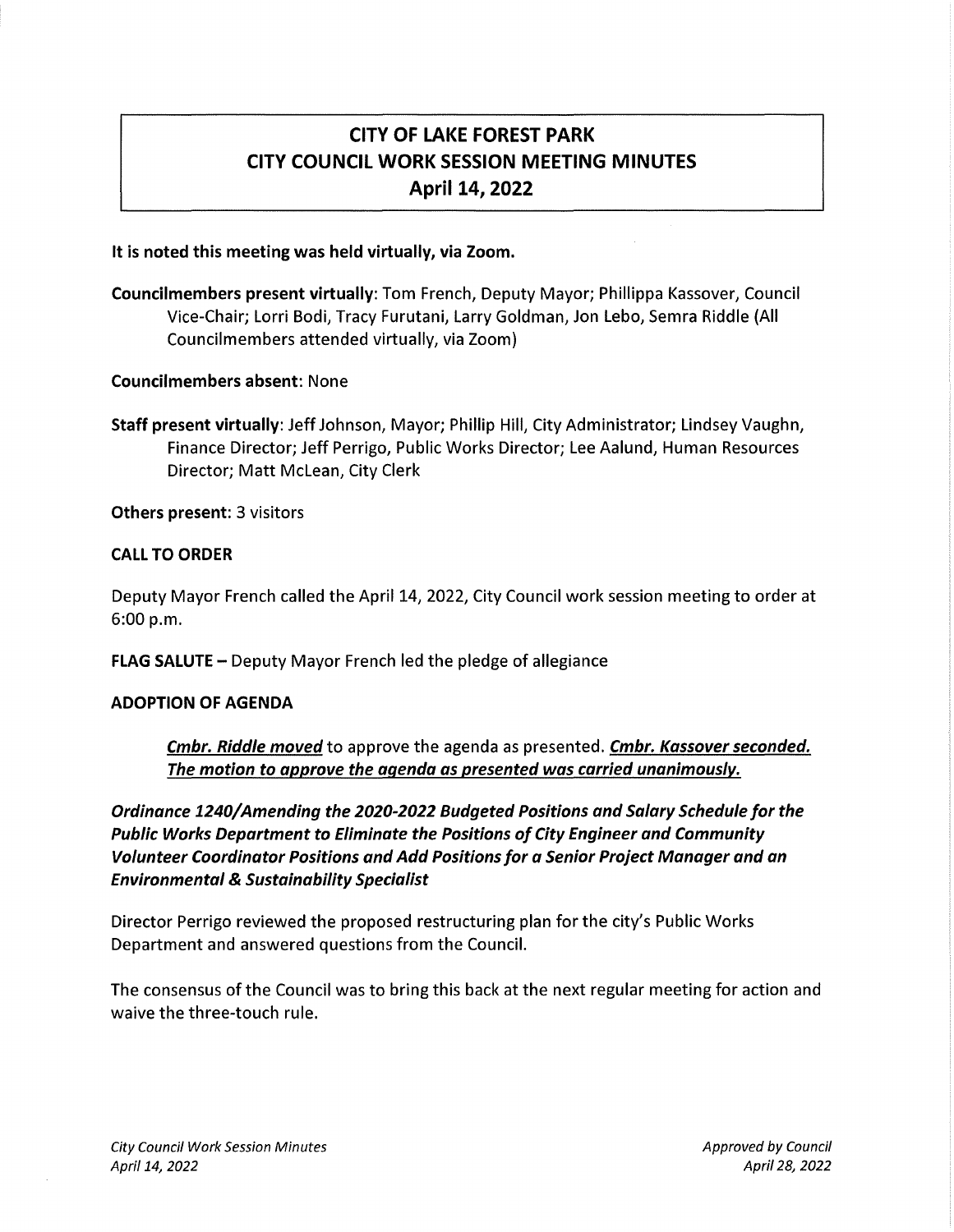# CITY OF LAKE FOREST PARK
# CITY COUNCIL WORK SESSION MEETING MINUTES
# April 14, 2022

**It is noted this meeting was held virtually, via Zoom.**

**Councilmembers present virtually**: Tom French, Deputy Mayor; Phillippa Kassover, Council Vice-Chair; Lorri Bodi, Tracy Furutani, Larry Goldman, Jon Lebo, Semra Riddle (All Councilmembers attended virtually, via Zoom)

**Councilmembers absent**: None

**Staff present virtually**: Jeff Johnson, Mayor; Phillip Hill, City Administrator; Lindsey Vaughn, Finance Director; Jeff Perrigo, Public Works Director; Lee Aalund, Human Resources Director; Matt McLean, City Clerk

**Others present**: 3 visitors

**CALL TO ORDER**

Deputy Mayor French called the April 14, 2022, City Council work session meeting to order at 6:00 p.m.

**FLAG SALUTE** – Deputy Mayor French led the pledge of allegiance

**ADOPTION OF AGENDA**

***Cmbr. Riddle moved*** to approve the agenda as presented. ***Cmbr. Kassover seconded. The motion to approve the agenda as presented was carried unanimously.***

***Ordinance 1240/Amending the 2020-2022 Budgeted Positions and Salary Schedule for the Public Works Department to Eliminate the Positions of City Engineer and Community Volunteer Coordinator Positions and Add Positions for a Senior Project Manager and an Environmental & Sustainability Specialist***

Director Perrigo reviewed the proposed restructuring plan for the city's Public Works Department and answered questions from the Council.

The consensus of the Council was to bring this back at the next regular meeting for action and waive the three-touch rule.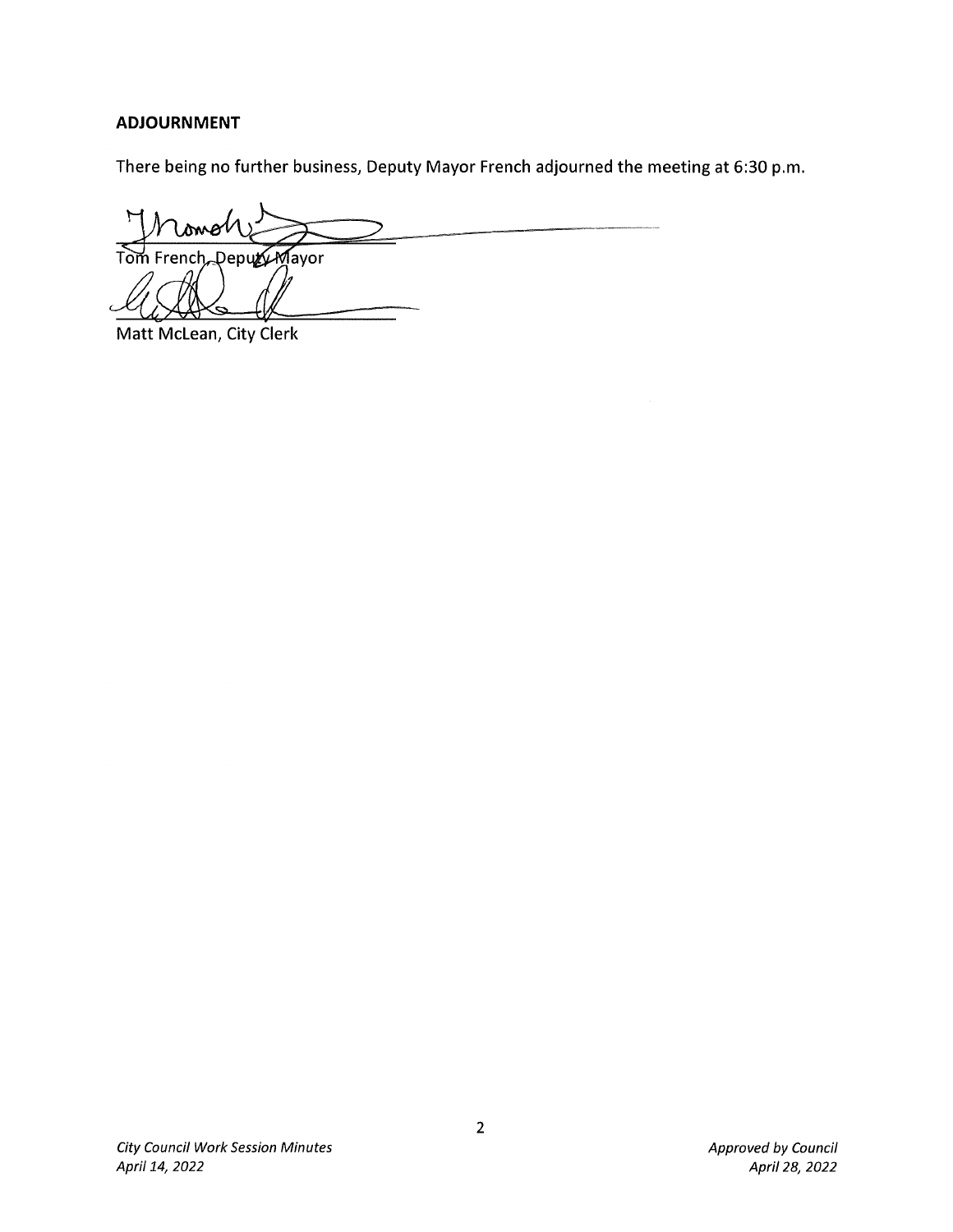## ADJOURNMENT

There being no further business, Deputy Mayor French adjourned the meeting at 6:30 p.m.

Tom French, Deputy Mayor

Matt McLean, City Clerk